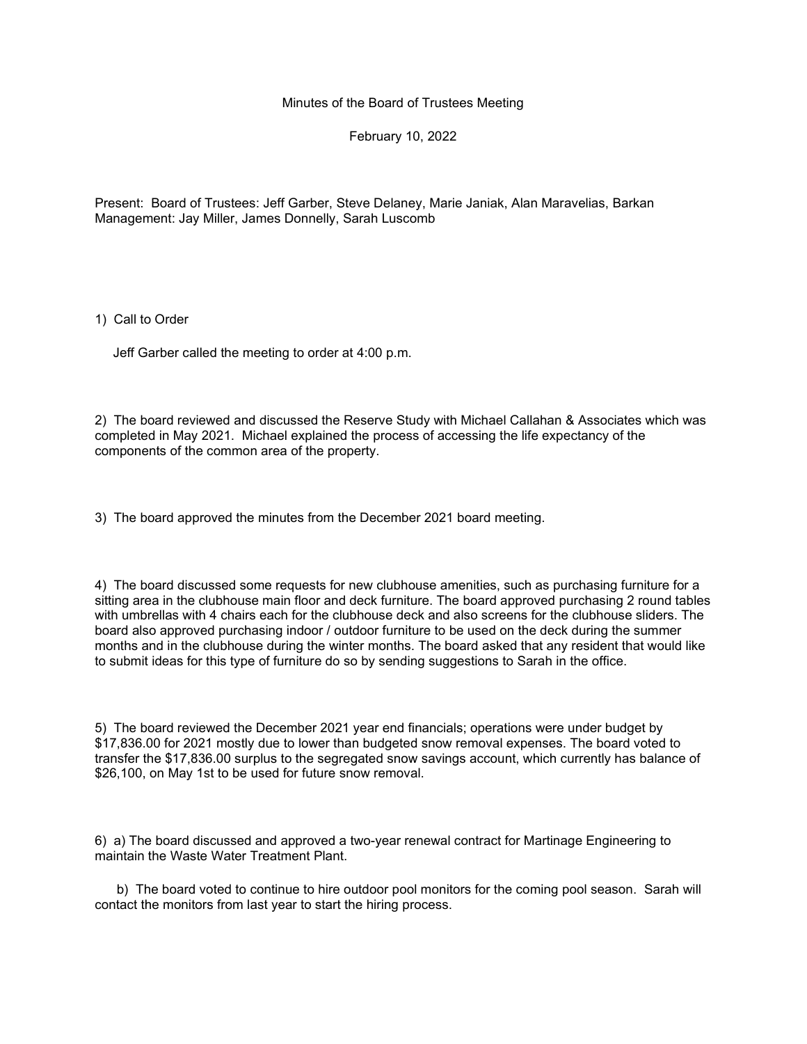# Minutes of the Board of Trustees Meeting

February 10, 2022

Present: Board of Trustees: Jeff Garber, Steve Delaney, Marie Janiak, Alan Maravelias, Barkan Management: Jay Miller, James Donnelly, Sarah Luscomb

1) Call to Order

Jeff Garber called the meeting to order at 4:00 p.m.

2) The board reviewed and discussed the Reserve Study with Michael Callahan & Associates which was completed in May 2021. Michael explained the process of accessing the life expectancy of the components of the common area of the property.

3) The board approved the minutes from the December 2021 board meeting.

4) The board discussed some requests for new clubhouse amenities, such as purchasing furniture for a sitting area in the clubhouse main floor and deck furniture. The board approved purchasing 2 round tables with umbrellas with 4 chairs each for the clubhouse deck and also screens for the clubhouse sliders. The board also approved purchasing indoor / outdoor furniture to be used on the deck during the summer months and in the clubhouse during the winter months. The board asked that any resident that would like to submit ideas for this type of furniture do so by sending suggestions to Sarah in the office.

5) The board reviewed the December 2021 year end financials; operations were under budget by $17,836.00 for 2021 mostly due to lower than budgeted snow removal expenses. The board voted to transfer the $17,836.00 surplus to the segregated snow savings account, which currently has balance of $26,100, on May 1st to be used for future snow removal.

6) a) The board discussed and approved a two-year renewal contract for Martinage Engineering to maintain the Waste Water Treatment Plant.

b) The board voted to continue to hire outdoor pool monitors for the coming pool season. Sarah will contact the monitors from last year to start the hiring process.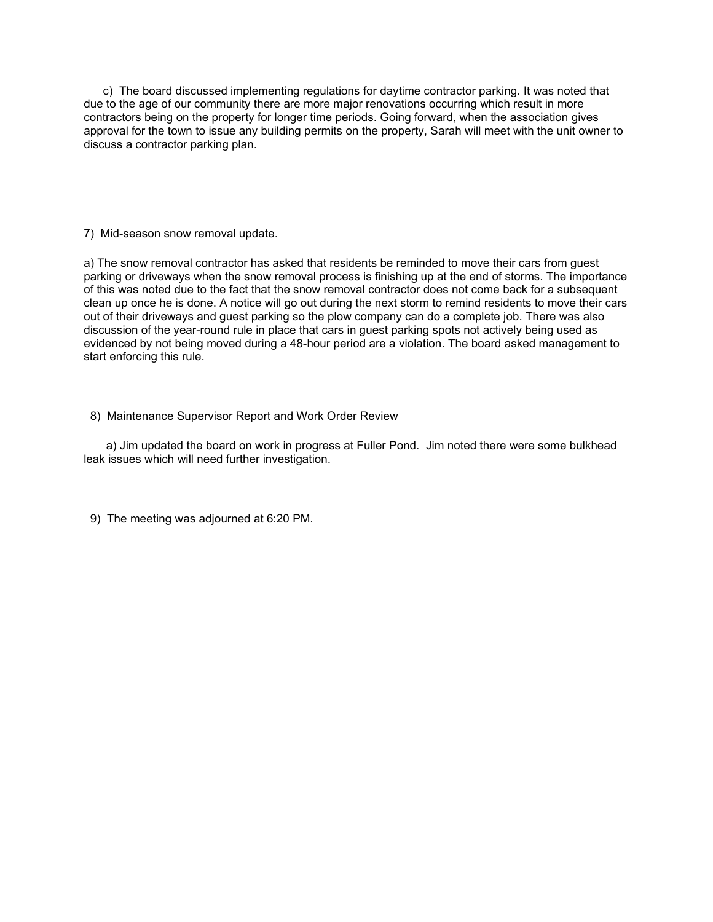c) The board discussed implementing regulations for daytime contractor parking. It was noted that due to the age of our community there are more major renovations occurring which result in more contractors being on the property for longer time periods. Going forward, when the association gives approval for the town to issue any building permits on the property, Sarah will meet with the unit owner to discuss a contractor parking plan.

7) Mid-season snow removal update.

a) The snow removal contractor has asked that residents be reminded to move their cars from guest parking or driveways when the snow removal process is finishing up at the end of storms. The importance of this was noted due to the fact that the snow removal contractor does not come back for a subsequent clean up once he is done. A notice will go out during the next storm to remind residents to move their cars out of their driveways and guest parking so the plow company can do a complete job. There was also discussion of the year-round rule in place that cars in guest parking spots not actively being used as evidenced by not being moved during a 48-hour period are a violation. The board asked management to start enforcing this rule.

8) Maintenance Supervisor Report and Work Order Review

a) Jim updated the board on work in progress at Fuller Pond. Jim noted there were some bulkhead leak issues which will need further investigation.

9) The meeting was adjourned at 6:20 PM.